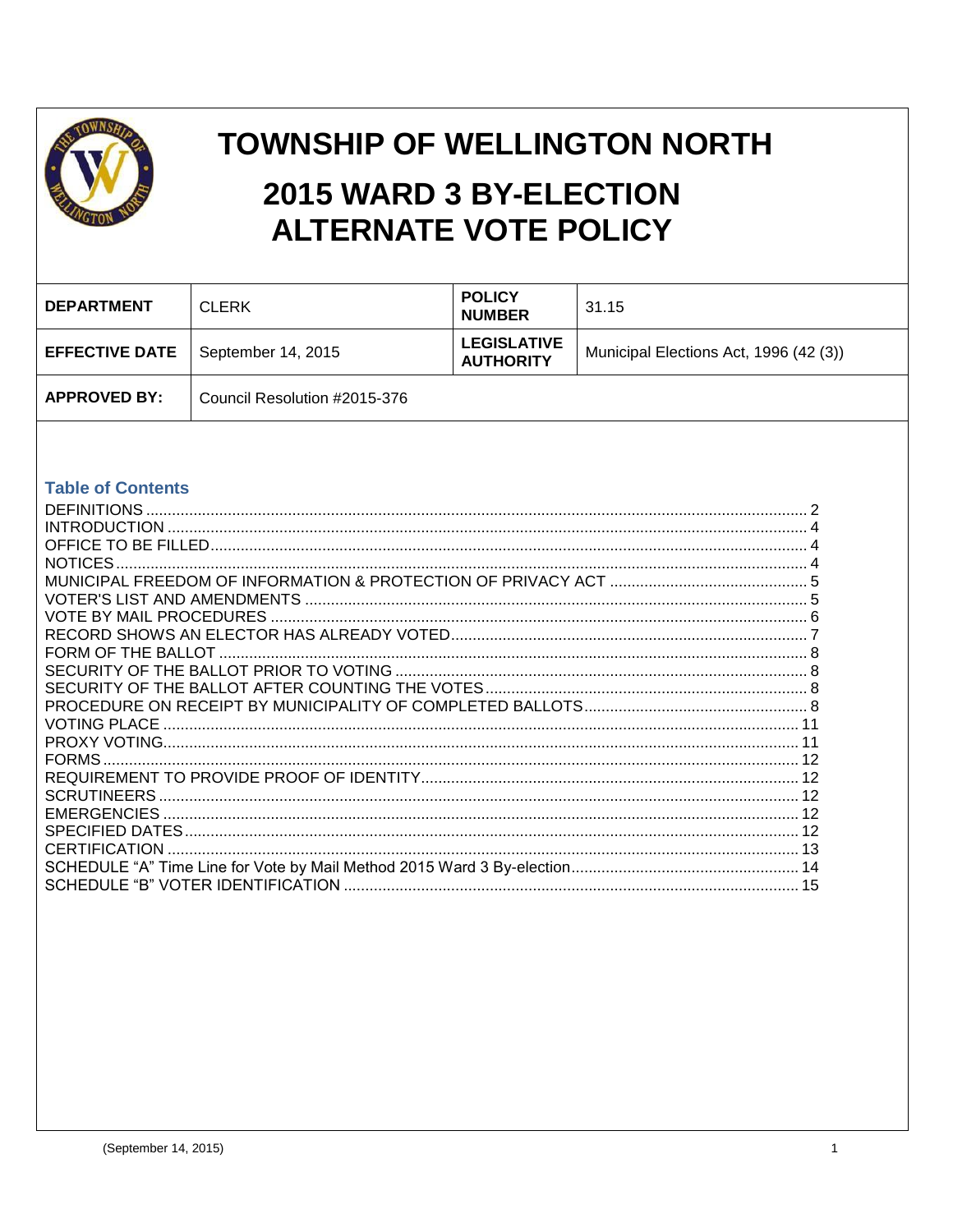# TOWNSHIP OF WELLINGTON NORTH

# 2015 WARD 3 BY-ELECTION ALTERNATE VOTE POLICY

| DEPARTMENT | CLERK | POLICY NUMBER | 31.15 |
|---|---|---|---|
| EFFECTIVE DATE | September 14, 2015 | LEGISLATIVE AUTHORITY | Municipal Elections Act, 1996 (42 (3)) |
| APPROVED BY: | Council Resolution #2015-376 | | |

## Table of Contents

DEFINITIONS ........ 2
INTRODUCTION ........ 4
OFFICE TO BE FILLED ........ 4
NOTICES ........ 4
MUNICIPAL FREEDOM OF INFORMATION & PROTECTION OF PRIVACY ACT ........ 5
VOTER'S LIST AND AMENDMENTS ........ 5
VOTE BY MAIL PROCEDURES ........ 6
RECORD SHOWS AN ELECTOR HAS ALREADY VOTED ........ 7
FORM OF THE BALLOT ........ 8
SECURITY OF THE BALLOT PRIOR TO VOTING ........ 8
SECURITY OF THE BALLOT AFTER COUNTING THE VOTES ........ 8
PROCEDURE ON RECEIPT BY MUNICIPALITY OF COMPLETED BALLOTS ........ 8
VOTING PLACE ........ 11
PROXY VOTING ........ 11
FORMS ........ 12
REQUIREMENT TO PROVIDE PROOF OF IDENTITY ........ 12
SCRUTINEERS ........ 12
EMERGENCIES ........ 12
SPECIFIED DATES ........ 12
CERTIFICATION ........ 13
SCHEDULE "A" Time Line for Vote by Mail Method 2015 Ward 3 By-election ........ 14
SCHEDULE "B" VOTER IDENTIFICATION ........ 15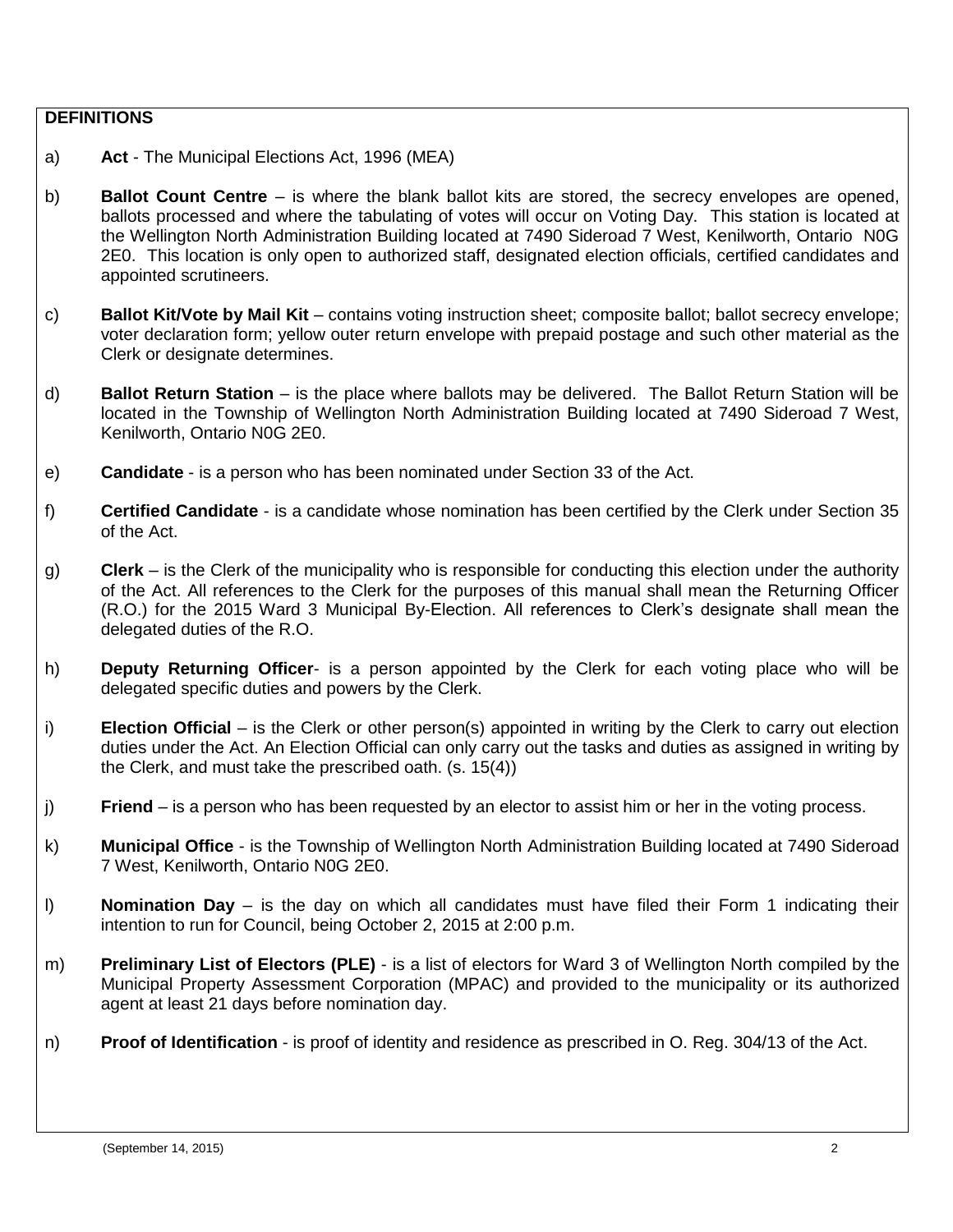**DEFINITIONS**

a) **Act** - The Municipal Elections Act, 1996 (MEA)

b) **Ballot Count Centre** – is where the blank ballot kits are stored, the secrecy envelopes are opened, ballots processed and where the tabulating of votes will occur on Voting Day. This station is located at the Wellington North Administration Building located at 7490 Sideroad 7 West, Kenilworth, Ontario N0G 2E0. This location is only open to authorized staff, designated election officials, certified candidates and appointed scrutineers.

c) **Ballot Kit/Vote by Mail Kit** – contains voting instruction sheet; composite ballot; ballot secrecy envelope; voter declaration form; yellow outer return envelope with prepaid postage and such other material as the Clerk or designate determines.

d) **Ballot Return Station** – is the place where ballots may be delivered. The Ballot Return Station will be located in the Township of Wellington North Administration Building located at 7490 Sideroad 7 West, Kenilworth, Ontario N0G 2E0.

e) **Candidate** - is a person who has been nominated under Section 33 of the Act.

f) **Certified Candidate** - is a candidate whose nomination has been certified by the Clerk under Section 35 of the Act.

g) **Clerk** – is the Clerk of the municipality who is responsible for conducting this election under the authority of the Act. All references to the Clerk for the purposes of this manual shall mean the Returning Officer (R.O.) for the 2015 Ward 3 Municipal By-Election. All references to Clerk's designate shall mean the delegated duties of the R.O.

h) **Deputy Returning Officer**- is a person appointed by the Clerk for each voting place who will be delegated specific duties and powers by the Clerk.

i) **Election Official** – is the Clerk or other person(s) appointed in writing by the Clerk to carry out election duties under the Act. An Election Official can only carry out the tasks and duties as assigned in writing by the Clerk, and must take the prescribed oath. (s. 15(4))

j) **Friend** – is a person who has been requested by an elector to assist him or her in the voting process.

k) **Municipal Office** - is the Township of Wellington North Administration Building located at 7490 Sideroad 7 West, Kenilworth, Ontario N0G 2E0.

l) **Nomination Day** – is the day on which all candidates must have filed their Form 1 indicating their intention to run for Council, being October 2, 2015 at 2:00 p.m.

m) **Preliminary List of Electors (PLE)** - is a list of electors for Ward 3 of Wellington North compiled by the Municipal Property Assessment Corporation (MPAC) and provided to the municipality or its authorized agent at least 21 days before nomination day.

n) **Proof of Identification** - is proof of identity and residence as prescribed in O. Reg. 304/13 of the Act.

(September 14, 2015)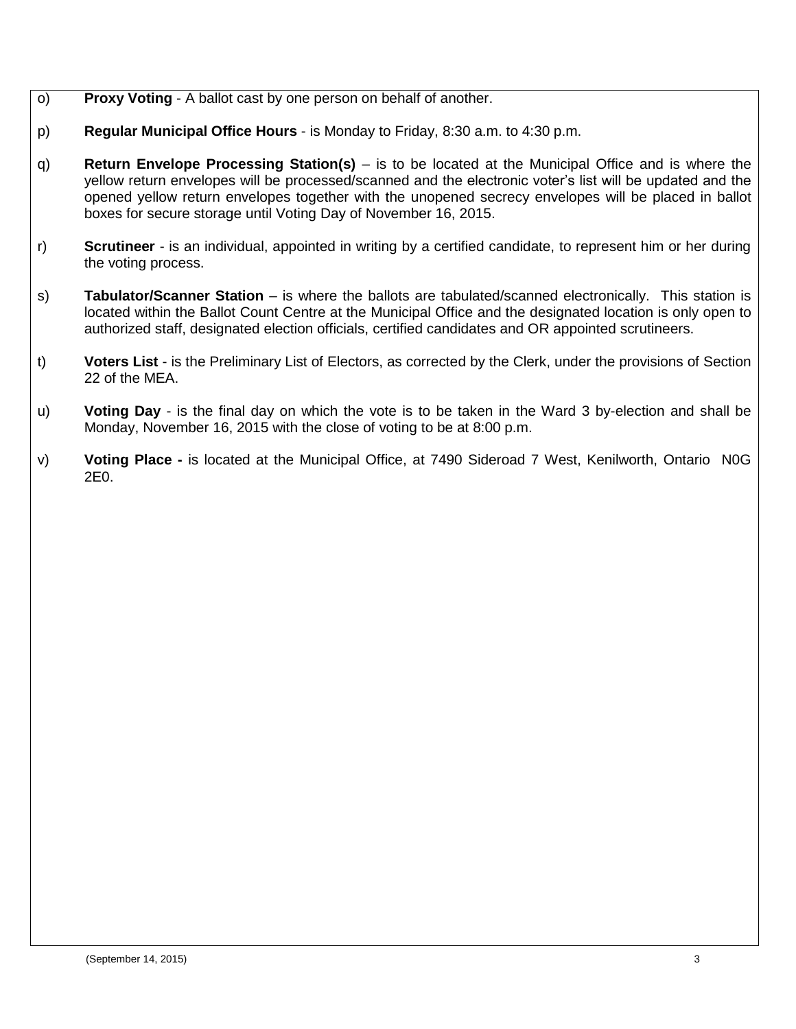o) **Proxy Voting** - A ballot cast by one person on behalf of another.

p) **Regular Municipal Office Hours** - is Monday to Friday, 8:30 a.m. to 4:30 p.m.

q) **Return Envelope Processing Station(s)** – is to be located at the Municipal Office and is where the yellow return envelopes will be processed/scanned and the electronic voter's list will be updated and the opened yellow return envelopes together with the unopened secrecy envelopes will be placed in ballot boxes for secure storage until Voting Day of November 16, 2015.

r) **Scrutineer** - is an individual, appointed in writing by a certified candidate, to represent him or her during the voting process.

s) **Tabulator/Scanner Station** – is where the ballots are tabulated/scanned electronically. This station is located within the Ballot Count Centre at the Municipal Office and the designated location is only open to authorized staff, designated election officials, certified candidates and OR appointed scrutineers.

t) **Voters List** - is the Preliminary List of Electors, as corrected by the Clerk, under the provisions of Section 22 of the MEA.

u) **Voting Day** - is the final day on which the vote is to be taken in the Ward 3 by-election and shall be Monday, November 16, 2015 with the close of voting to be at 8:00 p.m.

v) **Voting Place -** is located at the Municipal Office, at 7490 Sideroad 7 West, Kenilworth, Ontario N0G 2E0.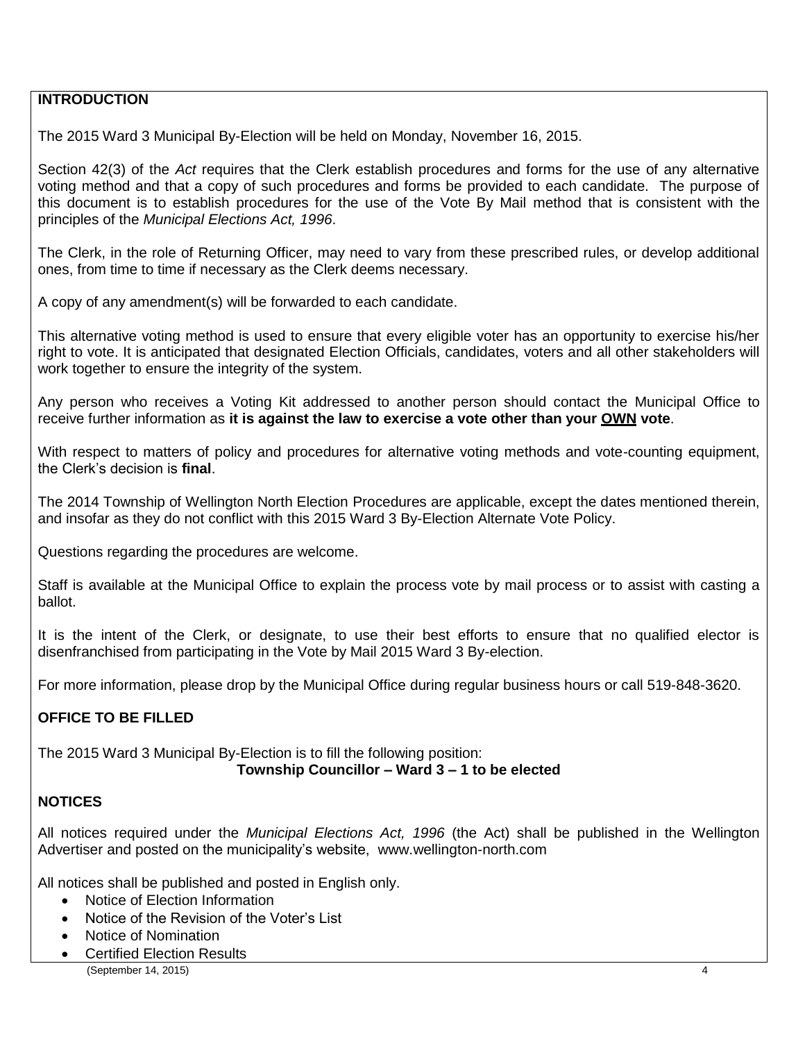## INTRODUCTION

The 2015 Ward 3 Municipal By-Election will be held on Monday, November 16, 2015.

Section 42(3) of the *Act* requires that the Clerk establish procedures and forms for the use of any alternative voting method and that a copy of such procedures and forms be provided to each candidate. The purpose of this document is to establish procedures for the use of the Vote By Mail method that is consistent with the principles of the *Municipal Elections Act, 1996*.

The Clerk, in the role of Returning Officer, may need to vary from these prescribed rules, or develop additional ones, from time to time if necessary as the Clerk deems necessary.

A copy of any amendment(s) will be forwarded to each candidate.

This alternative voting method is used to ensure that every eligible voter has an opportunity to exercise his/her right to vote. It is anticipated that designated Election Officials, candidates, voters and all other stakeholders will work together to ensure the integrity of the system.

Any person who receives a Voting Kit addressed to another person should contact the Municipal Office to receive further information as **it is against the law to exercise a vote other than your <u>OWN</u> vote**.

With respect to matters of policy and procedures for alternative voting methods and vote-counting equipment, the Clerk's decision is **final**.

The 2014 Township of Wellington North Election Procedures are applicable, except the dates mentioned therein, and insofar as they do not conflict with this 2015 Ward 3 By-Election Alternate Vote Policy.

Questions regarding the procedures are welcome.

Staff is available at the Municipal Office to explain the process vote by mail process or to assist with casting a ballot.

It is the intent of the Clerk, or designate, to use their best efforts to ensure that no qualified elector is disenfranchised from participating in the Vote by Mail 2015 Ward 3 By-election.

For more information, please drop by the Municipal Office during regular business hours or call 519-848-3620.

## OFFICE TO BE FILLED

The 2015 Ward 3 Municipal By-Election is to fill the following position:

**Township Councillor – Ward 3 – 1 to be elected**

## NOTICES

All notices required under the *Municipal Elections Act, 1996* (the Act) shall be published in the Wellington Advertiser and posted on the municipality's website, www.wellington-north.com

All notices shall be published and posted in English only.

- Notice of Election Information
- Notice of the Revision of the Voter's List
- Notice of Nomination
- Certified Election Results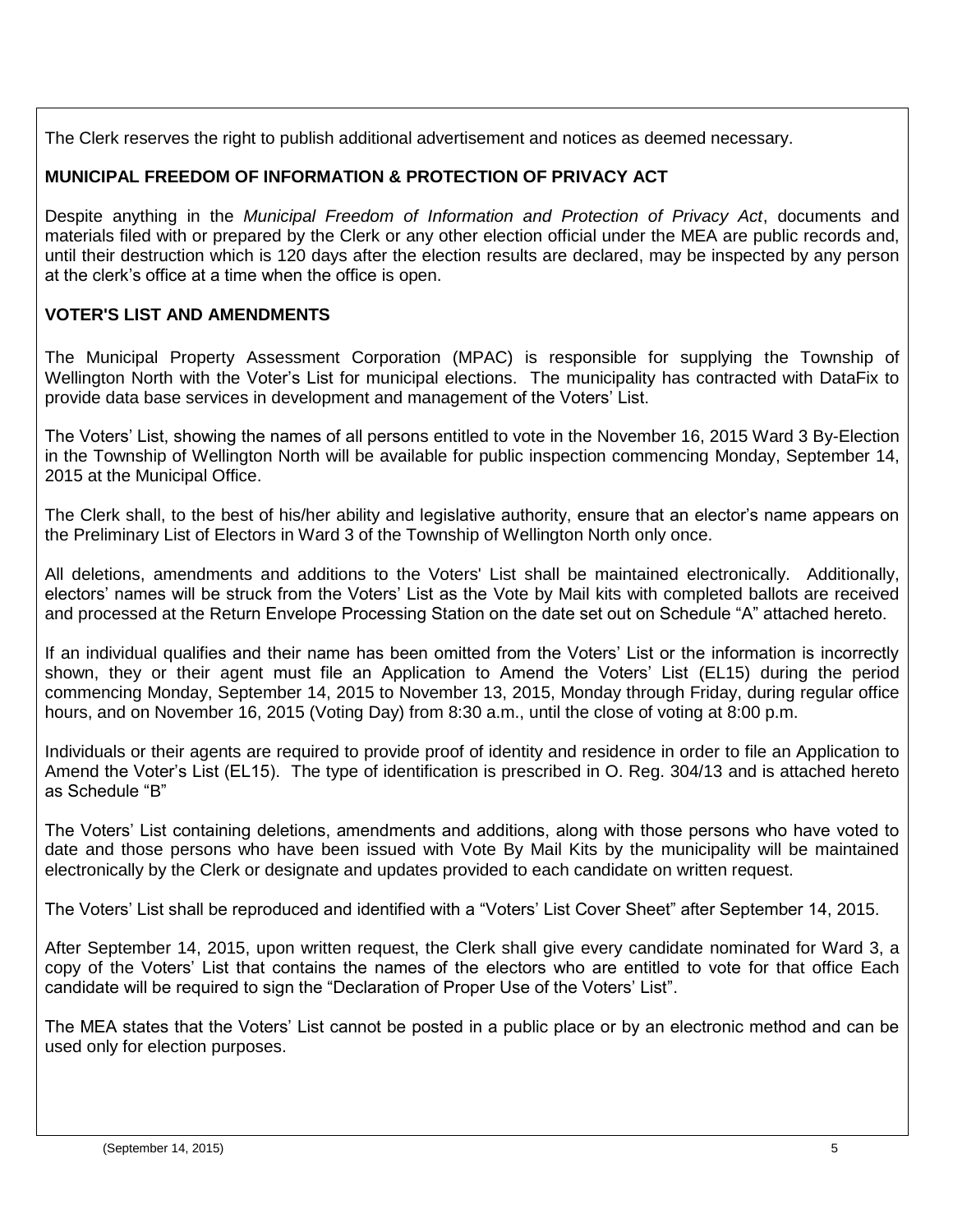The Clerk reserves the right to publish additional advertisement and notices as deemed necessary.

## MUNICIPAL FREEDOM OF INFORMATION & PROTECTION OF PRIVACY ACT

Despite anything in the *Municipal Freedom of Information and Protection of Privacy Act*, documents and materials filed with or prepared by the Clerk or any other election official under the MEA are public records and, until their destruction which is 120 days after the election results are declared, may be inspected by any person at the clerk's office at a time when the office is open.

## VOTER'S LIST AND AMENDMENTS

The Municipal Property Assessment Corporation (MPAC) is responsible for supplying the Township of Wellington North with the Voter's List for municipal elections. The municipality has contracted with DataFix to provide data base services in development and management of the Voters' List.

The Voters' List, showing the names of all persons entitled to vote in the November 16, 2015 Ward 3 By-Election in the Township of Wellington North will be available for public inspection commencing Monday, September 14, 2015 at the Municipal Office.

The Clerk shall, to the best of his/her ability and legislative authority, ensure that an elector's name appears on the Preliminary List of Electors in Ward 3 of the Township of Wellington North only once.

All deletions, amendments and additions to the Voters' List shall be maintained electronically. Additionally, electors' names will be struck from the Voters' List as the Vote by Mail kits with completed ballots are received and processed at the Return Envelope Processing Station on the date set out on Schedule "A" attached hereto.

If an individual qualifies and their name has been omitted from the Voters' List or the information is incorrectly shown, they or their agent must file an Application to Amend the Voters' List (EL15) during the period commencing Monday, September 14, 2015 to November 13, 2015, Monday through Friday, during regular office hours, and on November 16, 2015 (Voting Day) from 8:30 a.m., until the close of voting at 8:00 p.m.

Individuals or their agents are required to provide proof of identity and residence in order to file an Application to Amend the Voter's List (EL15). The type of identification is prescribed in O. Reg. 304/13 and is attached hereto as Schedule "B"

The Voters' List containing deletions, amendments and additions, along with those persons who have voted to date and those persons who have been issued with Vote By Mail Kits by the municipality will be maintained electronically by the Clerk or designate and updates provided to each candidate on written request.

The Voters' List shall be reproduced and identified with a "Voters' List Cover Sheet" after September 14, 2015.

After September 14, 2015, upon written request, the Clerk shall give every candidate nominated for Ward 3, a copy of the Voters' List that contains the names of the electors who are entitled to vote for that office Each candidate will be required to sign the "Declaration of Proper Use of the Voters' List".

The MEA states that the Voters' List cannot be posted in a public place or by an electronic method and can be used only for election purposes.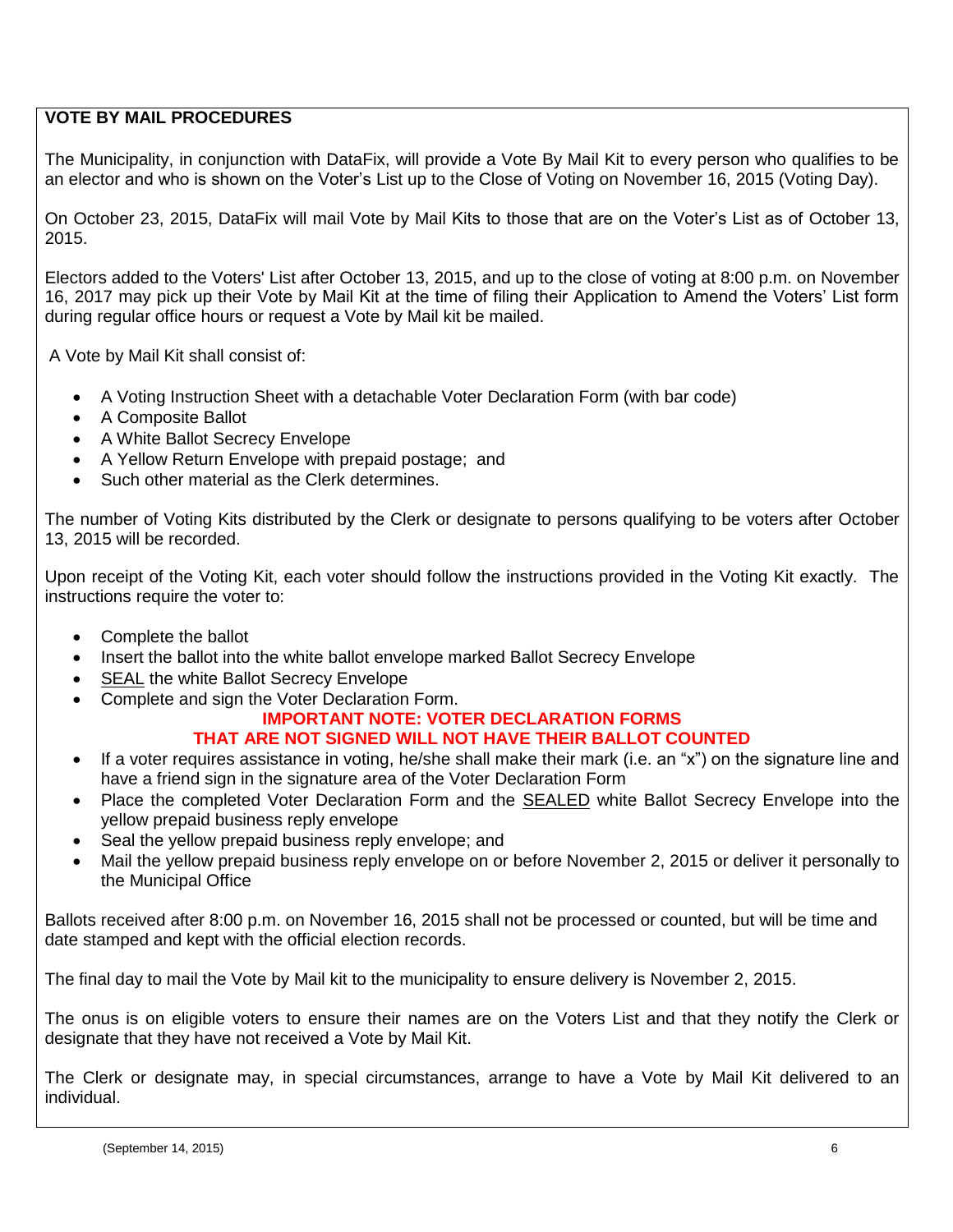**VOTE BY MAIL PROCEDURES**

The Municipality, in conjunction with DataFix, will provide a Vote By Mail Kit to every person who qualifies to be an elector and who is shown on the Voter's List up to the Close of Voting on November 16, 2015 (Voting Day).

On October 23, 2015, DataFix will mail Vote by Mail Kits to those that are on the Voter's List as of October 13, 2015.

Electors added to the Voters' List after October 13, 2015, and up to the close of voting at 8:00 p.m. on November 16, 2017 may pick up their Vote by Mail Kit at the time of filing their Application to Amend the Voters' List form during regular office hours or request a Vote by Mail kit be mailed.

A Vote by Mail Kit shall consist of:

- A Voting Instruction Sheet with a detachable Voter Declaration Form (with bar code)
- A Composite Ballot
- A White Ballot Secrecy Envelope
- A Yellow Return Envelope with prepaid postage; and
- Such other material as the Clerk determines.

The number of Voting Kits distributed by the Clerk or designate to persons qualifying to be voters after October 13, 2015 will be recorded.

Upon receipt of the Voting Kit, each voter should follow the instructions provided in the Voting Kit exactly. The instructions require the voter to:

- Complete the ballot
- Insert the ballot into the white ballot envelope marked Ballot Secrecy Envelope
- SEAL the white Ballot Secrecy Envelope
- Complete and sign the Voter Declaration Form.

**IMPORTANT NOTE: VOTER DECLARATION FORMS THAT ARE NOT SIGNED WILL NOT HAVE THEIR BALLOT COUNTED**

- If a voter requires assistance in voting, he/she shall make their mark (i.e. an "x") on the signature line and have a friend sign in the signature area of the Voter Declaration Form
- Place the completed Voter Declaration Form and the SEALED white Ballot Secrecy Envelope into the yellow prepaid business reply envelope
- Seal the yellow prepaid business reply envelope; and
- Mail the yellow prepaid business reply envelope on or before November 2, 2015 or deliver it personally to the Municipal Office

Ballots received after 8:00 p.m. on November 16, 2015 shall not be processed or counted, but will be time and date stamped and kept with the official election records.

The final day to mail the Vote by Mail kit to the municipality to ensure delivery is November 2, 2015.

The onus is on eligible voters to ensure their names are on the Voters List and that they notify the Clerk or designate that they have not received a Vote by Mail Kit.

The Clerk or designate may, in special circumstances, arrange to have a Vote by Mail Kit delivered to an individual.

(September 14, 2015)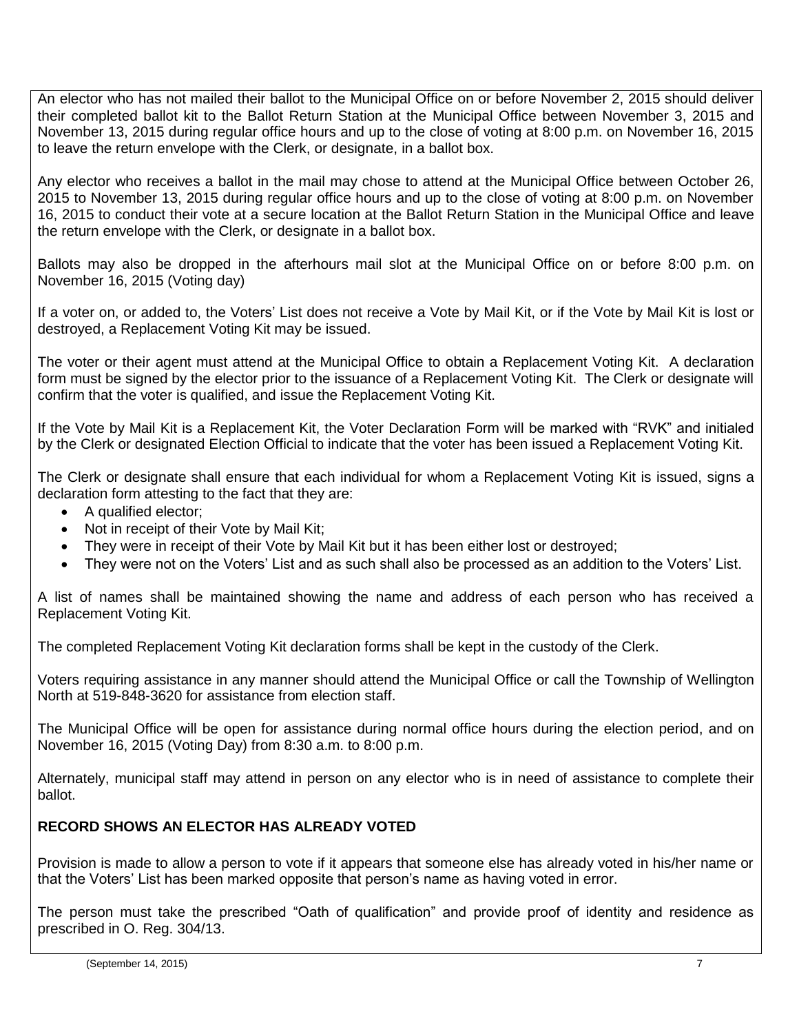An elector who has not mailed their ballot to the Municipal Office on or before November 2, 2015 should deliver their completed ballot kit to the Ballot Return Station at the Municipal Office between November 3, 2015 and November 13, 2015 during regular office hours and up to the close of voting at 8:00 p.m. on November 16, 2015 to leave the return envelope with the Clerk, or designate, in a ballot box.

Any elector who receives a ballot in the mail may chose to attend at the Municipal Office between October 26, 2015 to November 13, 2015 during regular office hours and up to the close of voting at 8:00 p.m. on November 16, 2015 to conduct their vote at a secure location at the Ballot Return Station in the Municipal Office and leave the return envelope with the Clerk, or designate in a ballot box.

Ballots may also be dropped in the afterhours mail slot at the Municipal Office on or before 8:00 p.m. on November 16, 2015 (Voting day)

If a voter on, or added to, the Voters' List does not receive a Vote by Mail Kit, or if the Vote by Mail Kit is lost or destroyed, a Replacement Voting Kit may be issued.

The voter or their agent must attend at the Municipal Office to obtain a Replacement Voting Kit. A declaration form must be signed by the elector prior to the issuance of a Replacement Voting Kit. The Clerk or designate will confirm that the voter is qualified, and issue the Replacement Voting Kit.

If the Vote by Mail Kit is a Replacement Kit, the Voter Declaration Form will be marked with "RVK" and initialed by the Clerk or designated Election Official to indicate that the voter has been issued a Replacement Voting Kit.

The Clerk or designate shall ensure that each individual for whom a Replacement Voting Kit is issued, signs a declaration form attesting to the fact that they are:

- A qualified elector;
- Not in receipt of their Vote by Mail Kit;
- They were in receipt of their Vote by Mail Kit but it has been either lost or destroyed;
- They were not on the Voters' List and as such shall also be processed as an addition to the Voters' List.

A list of names shall be maintained showing the name and address of each person who has received a Replacement Voting Kit.

The completed Replacement Voting Kit declaration forms shall be kept in the custody of the Clerk.

Voters requiring assistance in any manner should attend the Municipal Office or call the Township of Wellington North at 519-848-3620 for assistance from election staff.

The Municipal Office will be open for assistance during normal office hours during the election period, and on November 16, 2015 (Voting Day) from 8:30 a.m. to 8:00 p.m.

Alternately, municipal staff may attend in person on any elector who is in need of assistance to complete their ballot.

**RECORD SHOWS AN ELECTOR HAS ALREADY VOTED**

Provision is made to allow a person to vote if it appears that someone else has already voted in his/her name or that the Voters' List has been marked opposite that person's name as having voted in error.

The person must take the prescribed "Oath of qualification" and provide proof of identity and residence as prescribed in O. Reg. 304/13.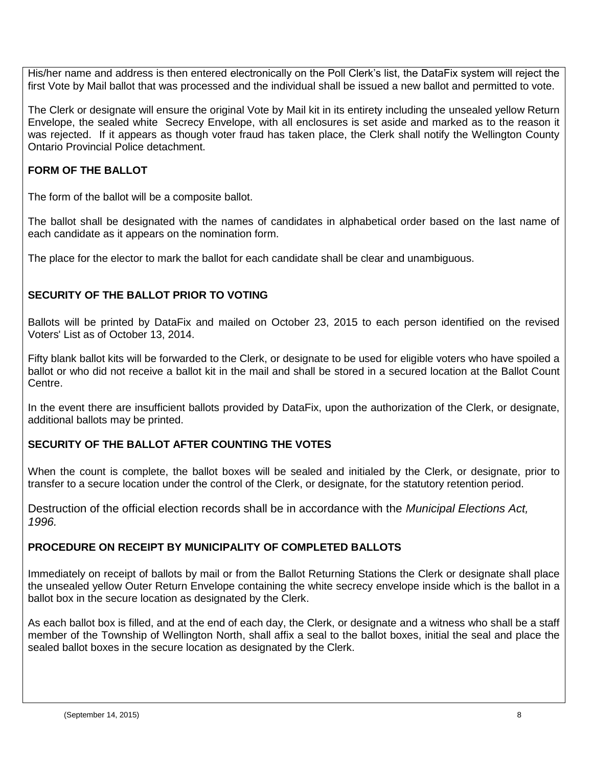His/her name and address is then entered electronically on the Poll Clerk's list, the DataFix system will reject the first Vote by Mail ballot that was processed and the individual shall be issued a new ballot and permitted to vote.

The Clerk or designate will ensure the original Vote by Mail kit in its entirety including the unsealed yellow Return Envelope, the sealed white Secrecy Envelope, with all enclosures is set aside and marked as to the reason it was rejected. If it appears as though voter fraud has taken place, the Clerk shall notify the Wellington County Ontario Provincial Police detachment.

## FORM OF THE BALLOT

The form of the ballot will be a composite ballot.

The ballot shall be designated with the names of candidates in alphabetical order based on the last name of each candidate as it appears on the nomination form.

The place for the elector to mark the ballot for each candidate shall be clear and unambiguous.

## SECURITY OF THE BALLOT PRIOR TO VOTING

Ballots will be printed by DataFix and mailed on October 23, 2015 to each person identified on the revised Voters' List as of October 13, 2014.

Fifty blank ballot kits will be forwarded to the Clerk, or designate to be used for eligible voters who have spoiled a ballot or who did not receive a ballot kit in the mail and shall be stored in a secured location at the Ballot Count Centre.

In the event there are insufficient ballots provided by DataFix, upon the authorization of the Clerk, or designate, additional ballots may be printed.

## SECURITY OF THE BALLOT AFTER COUNTING THE VOTES

When the count is complete, the ballot boxes will be sealed and initialed by the Clerk, or designate, prior to transfer to a secure location under the control of the Clerk, or designate, for the statutory retention period.

Destruction of the official election records shall be in accordance with the *Municipal Elections Act, 1996.*

## PROCEDURE ON RECEIPT BY MUNICIPALITY OF COMPLETED BALLOTS

Immediately on receipt of ballots by mail or from the Ballot Returning Stations the Clerk or designate shall place the unsealed yellow Outer Return Envelope containing the white secrecy envelope inside which is the ballot in a ballot box in the secure location as designated by the Clerk.

As each ballot box is filled, and at the end of each day, the Clerk, or designate and a witness who shall be a staff member of the Township of Wellington North, shall affix a seal to the ballot boxes, initial the seal and place the sealed ballot boxes in the secure location as designated by the Clerk.

(September 14, 2015)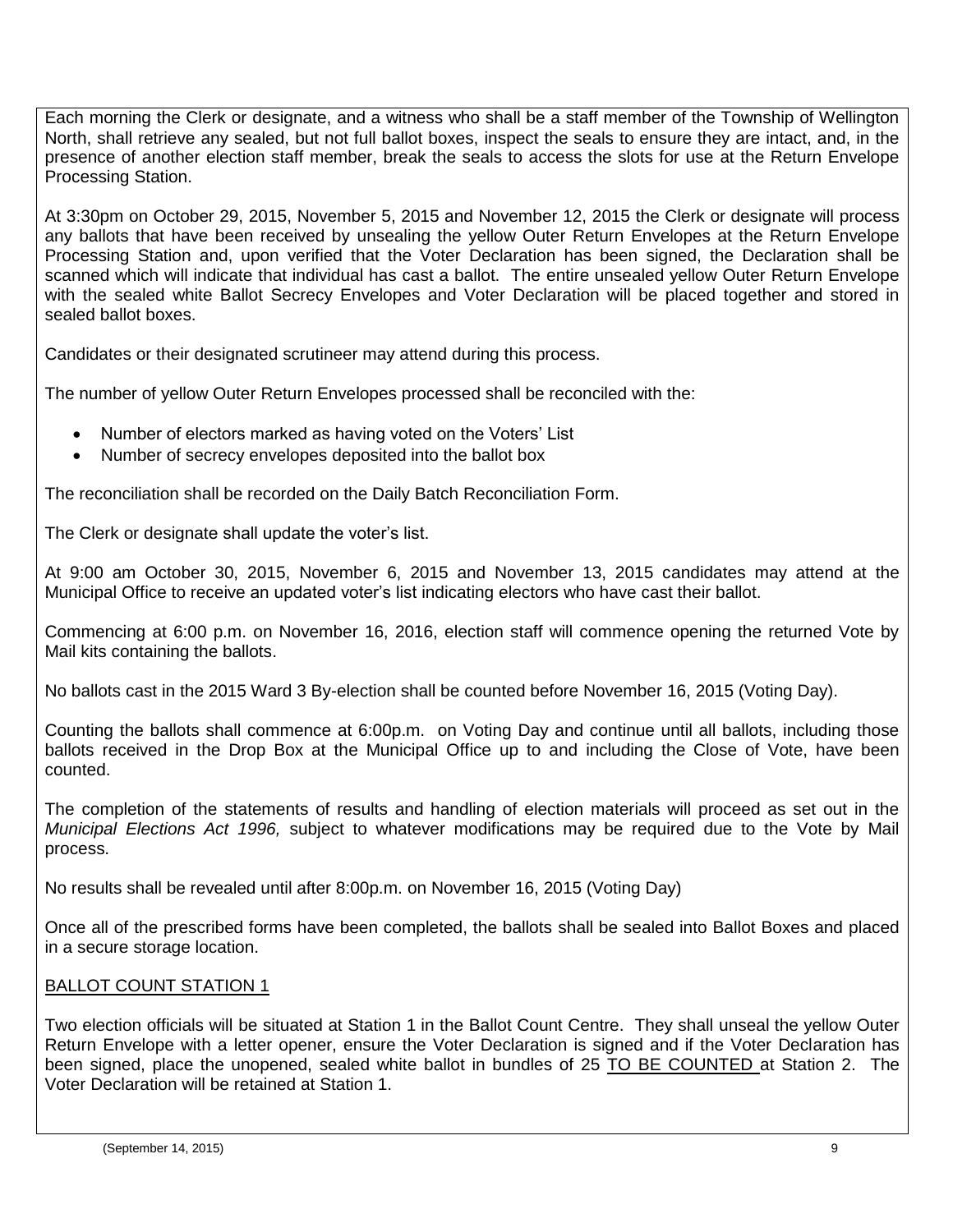Each morning the Clerk or designate, and a witness who shall be a staff member of the Township of Wellington North, shall retrieve any sealed, but not full ballot boxes, inspect the seals to ensure they are intact, and, in the presence of another election staff member, break the seals to access the slots for use at the Return Envelope Processing Station.

At 3:30pm on October 29, 2015, November 5, 2015 and November 12, 2015 the Clerk or designate will process any ballots that have been received by unsealing the yellow Outer Return Envelopes at the Return Envelope Processing Station and, upon verified that the Voter Declaration has been signed, the Declaration shall be scanned which will indicate that individual has cast a ballot. The entire unsealed yellow Outer Return Envelope with the sealed white Ballot Secrecy Envelopes and Voter Declaration will be placed together and stored in sealed ballot boxes.

Candidates or their designated scrutineer may attend during this process.

The number of yellow Outer Return Envelopes processed shall be reconciled with the:

- Number of electors marked as having voted on the Voters' List
- Number of secrecy envelopes deposited into the ballot box

The reconciliation shall be recorded on the Daily Batch Reconciliation Form.

The Clerk or designate shall update the voter's list.

At 9:00 am October 30, 2015, November 6, 2015 and November 13, 2015 candidates may attend at the Municipal Office to receive an updated voter's list indicating electors who have cast their ballot.

Commencing at 6:00 p.m. on November 16, 2016, election staff will commence opening the returned Vote by Mail kits containing the ballots.

No ballots cast in the 2015 Ward 3 By-election shall be counted before November 16, 2015 (Voting Day).

Counting the ballots shall commence at 6:00p.m. on Voting Day and continue until all ballots, including those ballots received in the Drop Box at the Municipal Office up to and including the Close of Vote, have been counted.

The completion of the statements of results and handling of election materials will proceed as set out in the *Municipal Elections Act 1996,* subject to whatever modifications may be required due to the Vote by Mail process.

No results shall be revealed until after 8:00p.m. on November 16, 2015 (Voting Day)

Once all of the prescribed forms have been completed, the ballots shall be sealed into Ballot Boxes and placed in a secure storage location.

## BALLOT COUNT STATION 1

Two election officials will be situated at Station 1 in the Ballot Count Centre. They shall unseal the yellow Outer Return Envelope with a letter opener, ensure the Voter Declaration is signed and if the Voter Declaration has been signed, place the unopened, sealed white ballot in bundles of 25 TO BE COUNTED at Station 2. The Voter Declaration will be retained at Station 1.

(September 14, 2015)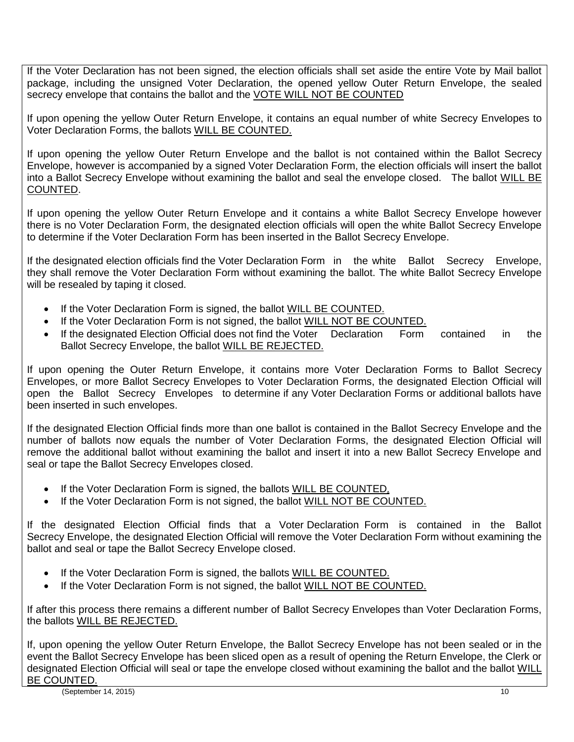If the Voter Declaration has not been signed, the election officials shall set aside the entire Vote by Mail ballot package, including the unsigned Voter Declaration, the opened yellow Outer Return Envelope, the sealed secrecy envelope that contains the ballot and the <u>VOTE WILL NOT BE COUNTED</u>

If upon opening the yellow Outer Return Envelope, it contains an equal number of white Secrecy Envelopes to Voter Declaration Forms, the ballots <u>WILL BE COUNTED.</u>

If upon opening the yellow Outer Return Envelope and the ballot is not contained within the Ballot Secrecy Envelope, however is accompanied by a signed Voter Declaration Form, the election officials will insert the ballot into a Ballot Secrecy Envelope without examining the ballot and seal the envelope closed. The ballot <u>WILL BE COUNTED</u>.

If upon opening the yellow Outer Return Envelope and it contains a white Ballot Secrecy Envelope however there is no Voter Declaration Form, the designated election officials will open the white Ballot Secrecy Envelope to determine if the Voter Declaration Form has been inserted in the Ballot Secrecy Envelope.

If the designated election officials find the Voter Declaration Form in the white Ballot Secrecy Envelope, they shall remove the Voter Declaration Form without examining the ballot. The white Ballot Secrecy Envelope will be resealed by taping it closed.

- If the Voter Declaration Form is signed, the ballot <u>WILL BE COUNTED.</u>
- If the Voter Declaration Form is not signed, the ballot <u>WILL NOT BE COUNTED.</u>
- If the designated Election Official does not find the Voter Declaration Form contained in the Ballot Secrecy Envelope, the ballot <u>WILL BE REJECTED.</u>

If upon opening the Outer Return Envelope, it contains more Voter Declaration Forms to Ballot Secrecy Envelopes, or more Ballot Secrecy Envelopes to Voter Declaration Forms, the designated Election Official will open the Ballot Secrecy Envelopes to determine if any Voter Declaration Forms or additional ballots have been inserted in such envelopes.

If the designated Election Official finds more than one ballot is contained in the Ballot Secrecy Envelope and the number of ballots now equals the number of Voter Declaration Forms, the designated Election Official will remove the additional ballot without examining the ballot and insert it into a new Ballot Secrecy Envelope and seal or tape the Ballot Secrecy Envelopes closed.

- If the Voter Declaration Form is signed, the ballots <u>WILL BE COUNTED,</u>
- If the Voter Declaration Form is not signed, the ballot <u>WILL NOT BE COUNTED.</u>

If the designated Election Official finds that a Voter Declaration Form is contained in the Ballot Secrecy Envelope, the designated Election Official will remove the Voter Declaration Form without examining the ballot and seal or tape the Ballot Secrecy Envelope closed.

- If the Voter Declaration Form is signed, the ballots <u>WILL BE COUNTED.</u>
- If the Voter Declaration Form is not signed, the ballot <u>WILL NOT BE COUNTED.</u>

If after this process there remains a different number of Ballot Secrecy Envelopes than Voter Declaration Forms, the ballots <u>WILL BE REJECTED.</u>

If, upon opening the yellow Outer Return Envelope, the Ballot Secrecy Envelope has not been sealed or in the event the Ballot Secrecy Envelope has been sliced open as a result of opening the Return Envelope, the Clerk or designated Election Official will seal or tape the envelope closed without examining the ballot and the ballot <u>WILL BE COUNTED.</u>

(September 14, 2015)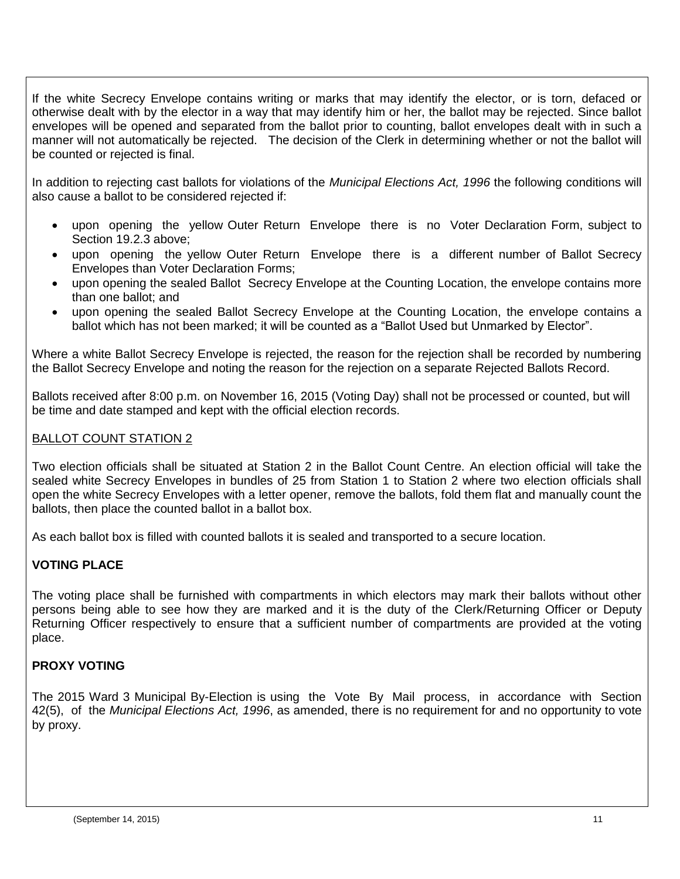If the white Secrecy Envelope contains writing or marks that may identify the elector, or is torn, defaced or otherwise dealt with by the elector in a way that may identify him or her, the ballot may be rejected. Since ballot envelopes will be opened and separated from the ballot prior to counting, ballot envelopes dealt with in such a manner will not automatically be rejected. The decision of the Clerk in determining whether or not the ballot will be counted or rejected is final.

In addition to rejecting cast ballots for violations of the *Municipal Elections Act, 1996* the following conditions will also cause a ballot to be considered rejected if:

- upon opening the yellow Outer Return Envelope there is no Voter Declaration Form, subject to Section 19.2.3 above;
- upon opening the yellow Outer Return Envelope there is a different number of Ballot Secrecy Envelopes than Voter Declaration Forms;
- upon opening the sealed Ballot Secrecy Envelope at the Counting Location, the envelope contains more than one ballot; and
- upon opening the sealed Ballot Secrecy Envelope at the Counting Location, the envelope contains a ballot which has not been marked; it will be counted as a "Ballot Used but Unmarked by Elector".

Where a white Ballot Secrecy Envelope is rejected, the reason for the rejection shall be recorded by numbering the Ballot Secrecy Envelope and noting the reason for the rejection on a separate Rejected Ballots Record.

Ballots received after 8:00 p.m. on November 16, 2015 (Voting Day) shall not be processed or counted, but will be time and date stamped and kept with the official election records.

BALLOT COUNT STATION 2

Two election officials shall be situated at Station 2 in the Ballot Count Centre. An election official will take the sealed white Secrecy Envelopes in bundles of 25 from Station 1 to Station 2 where two election officials shall open the white Secrecy Envelopes with a letter opener, remove the ballots, fold them flat and manually count the ballots, then place the counted ballot in a ballot box.

As each ballot box is filled with counted ballots it is sealed and transported to a secure location.

**VOTING PLACE**

The voting place shall be furnished with compartments in which electors may mark their ballots without other persons being able to see how they are marked and it is the duty of the Clerk/Returning Officer or Deputy Returning Officer respectively to ensure that a sufficient number of compartments are provided at the voting place.

**PROXY VOTING**

The 2015 Ward 3 Municipal By-Election is using the Vote By Mail process, in accordance with Section 42(5), of the *Municipal Elections Act, 1996*, as amended, there is no requirement for and no opportunity to vote by proxy.

(September 14, 2015)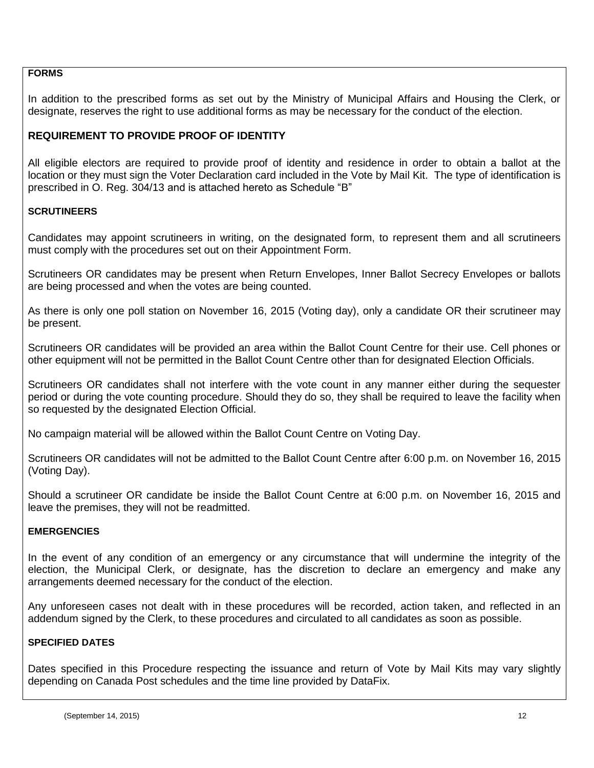### FORMS

In addition to the prescribed forms as set out by the Ministry of Municipal Affairs and Housing the Clerk, or designate, reserves the right to use additional forms as may be necessary for the conduct of the election.

### REQUIREMENT TO PROVIDE PROOF OF IDENTITY

All eligible electors are required to provide proof of identity and residence in order to obtain a ballot at the location or they must sign the Voter Declaration card included in the Vote by Mail Kit. The type of identification is prescribed in O. Reg. 304/13 and is attached hereto as Schedule "B"

### SCRUTINEERS

Candidates may appoint scrutineers in writing, on the designated form, to represent them and all scrutineers must comply with the procedures set out on their Appointment Form.

Scrutineers OR candidates may be present when Return Envelopes, Inner Ballot Secrecy Envelopes or ballots are being processed and when the votes are being counted.

As there is only one poll station on November 16, 2015 (Voting day), only a candidate OR their scrutineer may be present.

Scrutineers OR candidates will be provided an area within the Ballot Count Centre for their use. Cell phones or other equipment will not be permitted in the Ballot Count Centre other than for designated Election Officials.

Scrutineers OR candidates shall not interfere with the vote count in any manner either during the sequester period or during the vote counting procedure. Should they do so, they shall be required to leave the facility when so requested by the designated Election Official.

No campaign material will be allowed within the Ballot Count Centre on Voting Day.

Scrutineers OR candidates will not be admitted to the Ballot Count Centre after 6:00 p.m. on November 16, 2015 (Voting Day).

Should a scrutineer OR candidate be inside the Ballot Count Centre at 6:00 p.m. on November 16, 2015 and leave the premises, they will not be readmitted.

### EMERGENCIES

In the event of any condition of an emergency or any circumstance that will undermine the integrity of the election, the Municipal Clerk, or designate, has the discretion to declare an emergency and make any arrangements deemed necessary for the conduct of the election.

Any unforeseen cases not dealt with in these procedures will be recorded, action taken, and reflected in an addendum signed by the Clerk, to these procedures and circulated to all candidates as soon as possible.

### SPECIFIED DATES

Dates specified in this Procedure respecting the issuance and return of Vote by Mail Kits may vary slightly depending on Canada Post schedules and the time line provided by DataFix.

(September 14, 2015)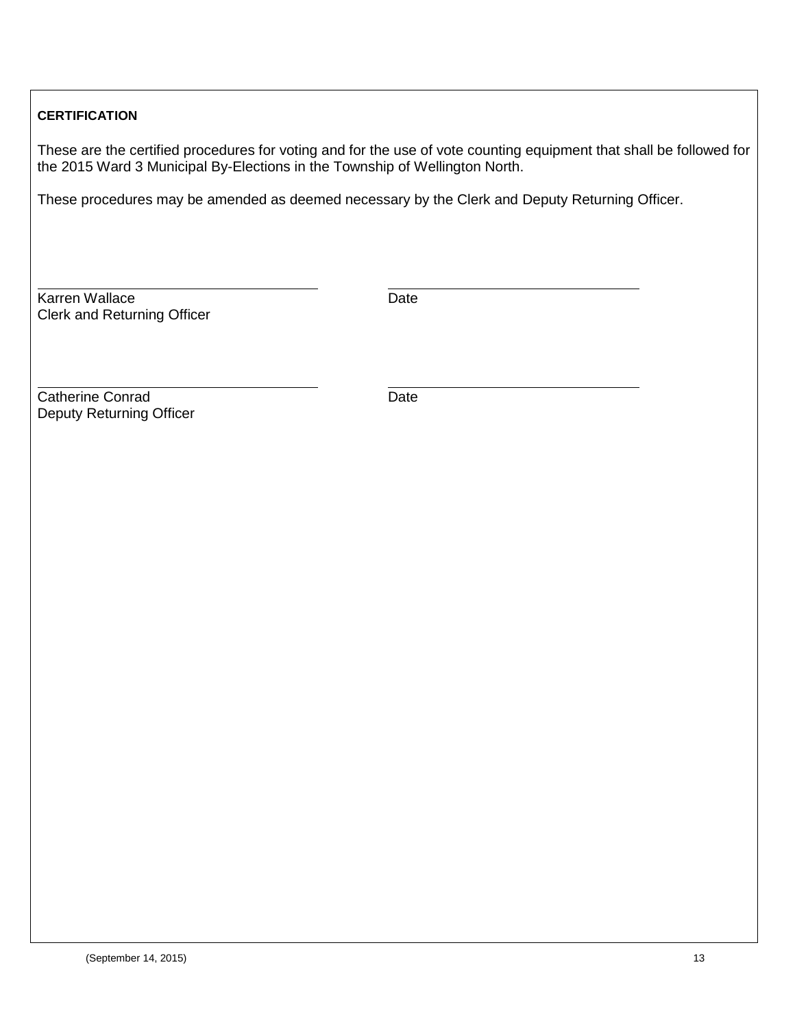**CERTIFICATION**

These are the certified procedures for voting and for the use of vote counting equipment that shall be followed for the 2015 Ward 3 Municipal By-Elections in the Township of Wellington North.

These procedures may be amended as deemed necessary by the Clerk and Deputy Returning Officer.

| | |
|---|---|
| Karren Wallace<br>Clerk and Returning Officer | Date |
| Catherine Conrad<br>Deputy Returning Officer | Date |

(September 14, 2015)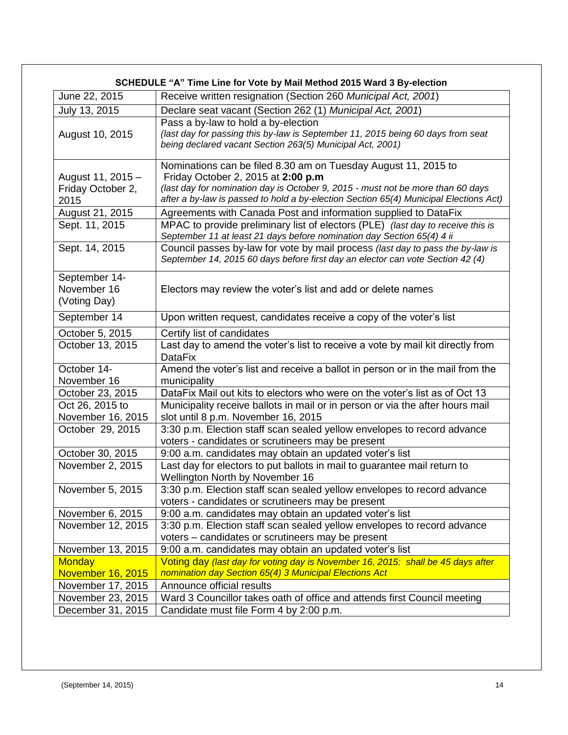**SCHEDULE "A" Time Line for Vote by Mail Method 2015 Ward 3 By-election**

| | |
|---|---|
| June 22, 2015 | Receive written resignation (Section 260 *Municipal Act, 2001*) |
| July 13, 2015 | Declare seat vacant (Section 262 (1) *Municipal Act, 2001*) |
| August 10, 2015 | Pass a by-law to hold a by-election *(last day for passing this by-law is September 11, 2015 being 60 days from seat being declared vacant Section 263(5) Municipal Act, 2001)* |
| August 11, 2015 – Friday October 2, 2015 | Nominations can be filed 8.30 am on Tuesday August 11, 2015 to Friday October 2, 2015 at **2:00 p.m** *(last day for nomination day is October 9, 2015 - must not be more than 60 days after a by-law is passed to hold a by-election Section 65(4) Municipal Elections Act)* |
| August 21, 2015 | Agreements with Canada Post and information supplied to DataFix |
| Sept. 11, 2015 | MPAC to provide preliminary list of electors (PLE) *(last day to receive this is September 11 at least 21 days before nomination day Section 65(4) 4 ii* |
| Sept. 14, 2015 | Council passes by-law for vote by mail process *(last day to pass the by-law is September 14, 2015 60 days before first day an elector can vote Section 42 (4)* |
| September 14- November 16 (Voting Day) | Electors may review the voter's list and add or delete names |
| September 14 | Upon written request, candidates receive a copy of the voter's list |
| October 5, 2015 | Certify list of candidates |
| October 13, 2015 | Last day to amend the voter's list to receive a vote by mail kit directly from DataFix |
| October 14- November 16 | Amend the voter's list and receive a ballot in person or in the mail from the municipality |
| October 23, 2015 | DataFix Mail out kits to electors who were on the voter's list as of Oct 13 |
| Oct 26, 2015 to November 16, 2015 | Municipality receive ballots in mail or in person or via the after hours mail slot until 8 p.m. November 16, 2015 |
| October 29, 2015 | 3:30 p.m. Election staff scan sealed yellow envelopes to record advance voters - candidates or scrutineers may be present |
| October 30, 2015 | 9:00 a.m. candidates may obtain an updated voter's list |
| November 2, 2015 | Last day for electors to put ballots in mail to guarantee mail return to Wellington North by November 16 |
| November 5, 2015 | 3:30 p.m. Election staff scan sealed yellow envelopes to record advance voters - candidates or scrutineers may be present |
| November 6, 2015 | 9:00 a.m. candidates may obtain an updated voter's list |
| November 12, 2015 | 3:30 p.m. Election staff scan sealed yellow envelopes to record advance voters – candidates or scrutineers may be present |
| November 13, 2015 | 9:00 a.m. candidates may obtain an updated voter's list |
| Monday November 16, 2015 | Voting day *(last day for voting day is November 16, 2015: shall be 45 days after nomination day Section 65(4) 3 Municipal Elections Act* |
| November 17, 2015 | Announce official results |
| November 23, 2015 | Ward 3 Councillor takes oath of office and attends first Council meeting |
| December 31, 2015 | Candidate must file Form 4 by 2:00 p.m. |

(September 14, 2015)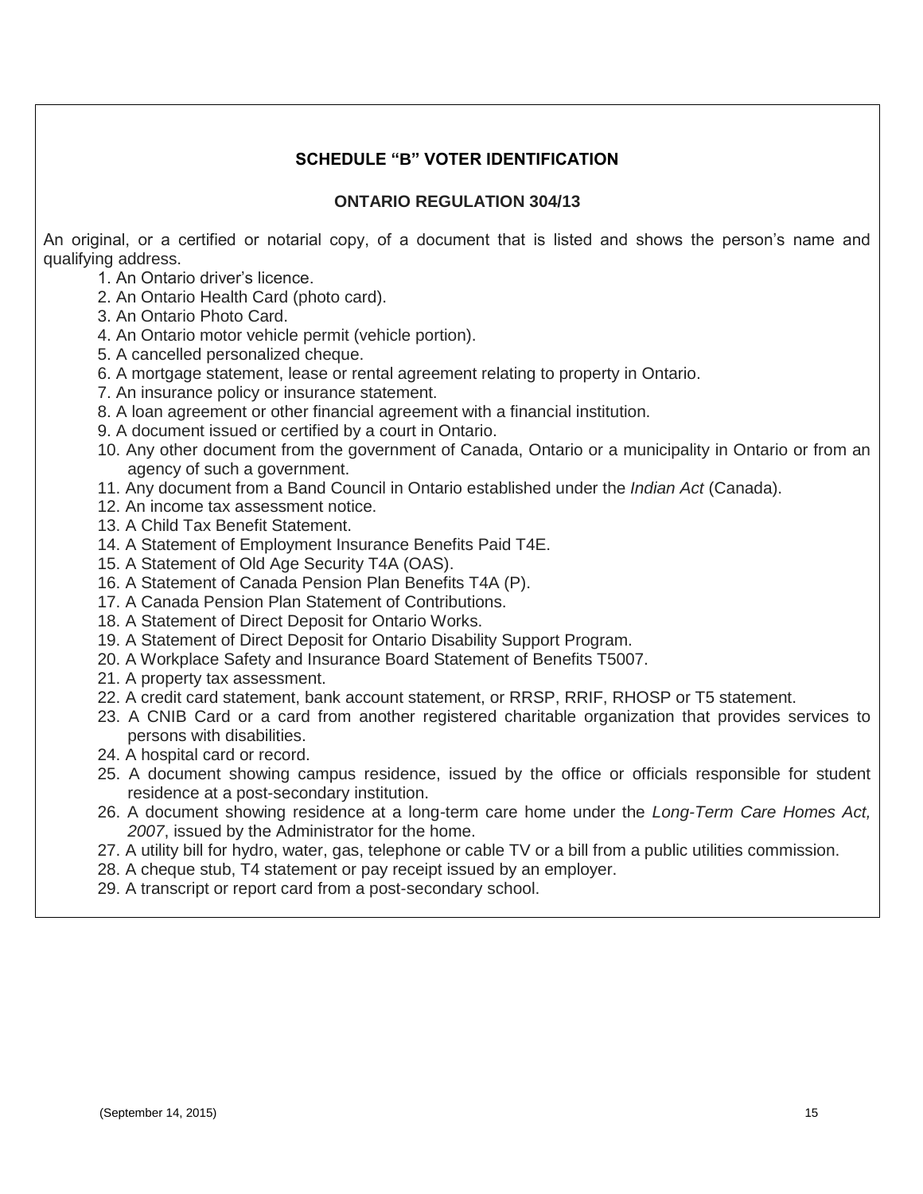## SCHEDULE “B” VOTER IDENTIFICATION

### ONTARIO REGULATION 304/13

An original, or a certified or notarial copy, of a document that is listed and shows the person’s name and qualifying address.

1. An Ontario driver’s licence.
2. An Ontario Health Card (photo card).
3. An Ontario Photo Card.
4. An Ontario motor vehicle permit (vehicle portion).
5. A cancelled personalized cheque.
6. A mortgage statement, lease or rental agreement relating to property in Ontario.
7. An insurance policy or insurance statement.
8. A loan agreement or other financial agreement with a financial institution.
9. A document issued or certified by a court in Ontario.
10. Any other document from the government of Canada, Ontario or a municipality in Ontario or from an agency of such a government.
11. Any document from a Band Council in Ontario established under the *Indian Act* (Canada).
12. An income tax assessment notice.
13. A Child Tax Benefit Statement.
14. A Statement of Employment Insurance Benefits Paid T4E.
15. A Statement of Old Age Security T4A (OAS).
16. A Statement of Canada Pension Plan Benefits T4A (P).
17. A Canada Pension Plan Statement of Contributions.
18. A Statement of Direct Deposit for Ontario Works.
19. A Statement of Direct Deposit for Ontario Disability Support Program.
20. A Workplace Safety and Insurance Board Statement of Benefits T5007.
21. A property tax assessment.
22. A credit card statement, bank account statement, or RRSP, RRIF, RHOSP or T5 statement.
23. A CNIB Card or a card from another registered charitable organization that provides services to persons with disabilities.
24. A hospital card or record.
25. A document showing campus residence, issued by the office or officials responsible for student residence at a post-secondary institution.
26. A document showing residence at a long-term care home under the *Long-Term Care Homes Act, 2007*, issued by the Administrator for the home.
27. A utility bill for hydro, water, gas, telephone or cable TV or a bill from a public utilities commission.
28. A cheque stub, T4 statement or pay receipt issued by an employer.
29. A transcript or report card from a post-secondary school.

(September 14, 2015)